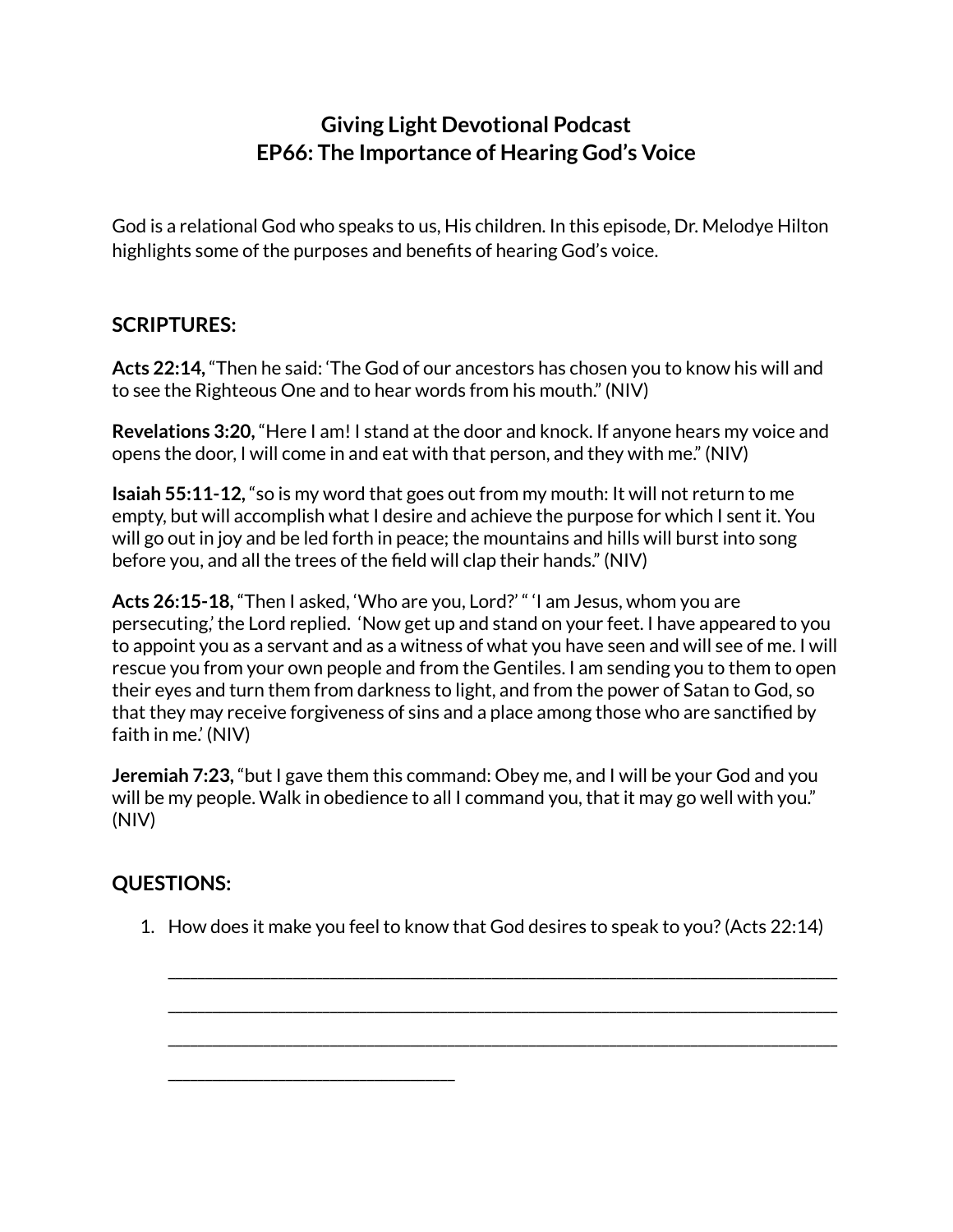# Giving Light Devotional Podcast
# EP66: The Importance of Hearing God's Voice

God is a relational God who speaks to us, His children. In this episode, Dr. Melodye Hilton highlights some of the purposes and benefits of hearing God's voice.

## SCRIPTURES:

**Acts 22:14,** "Then he said: 'The God of our ancestors has chosen you to know his will and to see the Righteous One and to hear words from his mouth." (NIV)

**Revelations 3:20,** "Here I am! I stand at the door and knock. If anyone hears my voice and opens the door, I will come in and eat with that person, and they with me." (NIV)

**Isaiah 55:11-12,** "so is my word that goes out from my mouth: It will not return to me empty, but will accomplish what I desire and achieve the purpose for which I sent it. You will go out in joy and be led forth in peace; the mountains and hills will burst into song before you, and all the trees of the field will clap their hands." (NIV)

**Acts 26:15-18,** "Then I asked, 'Who are you, Lord?' " 'I am Jesus, whom you are persecuting,' the Lord replied. 'Now get up and stand on your feet. I have appeared to you to appoint you as a servant and as a witness of what you have seen and will see of me. I will rescue you from your own people and from the Gentiles. I am sending you to them to open their eyes and turn them from darkness to light, and from the power of Satan to God, so that they may receive forgiveness of sins and a place among those who are sanctified by faith in me.' (NIV)

**Jeremiah 7:23,** "but I gave them this command: Obey me, and I will be your God and you will be my people. Walk in obedience to all I command you, that it may go well with you." (NIV)

## QUESTIONS:

1. How does it make you feel to know that God desires to speak to you? (Acts 22:14)

   ______________________________________________________________________________

   ______________________________________________________________________________

   ______________________________________________________________________________

   ________________________________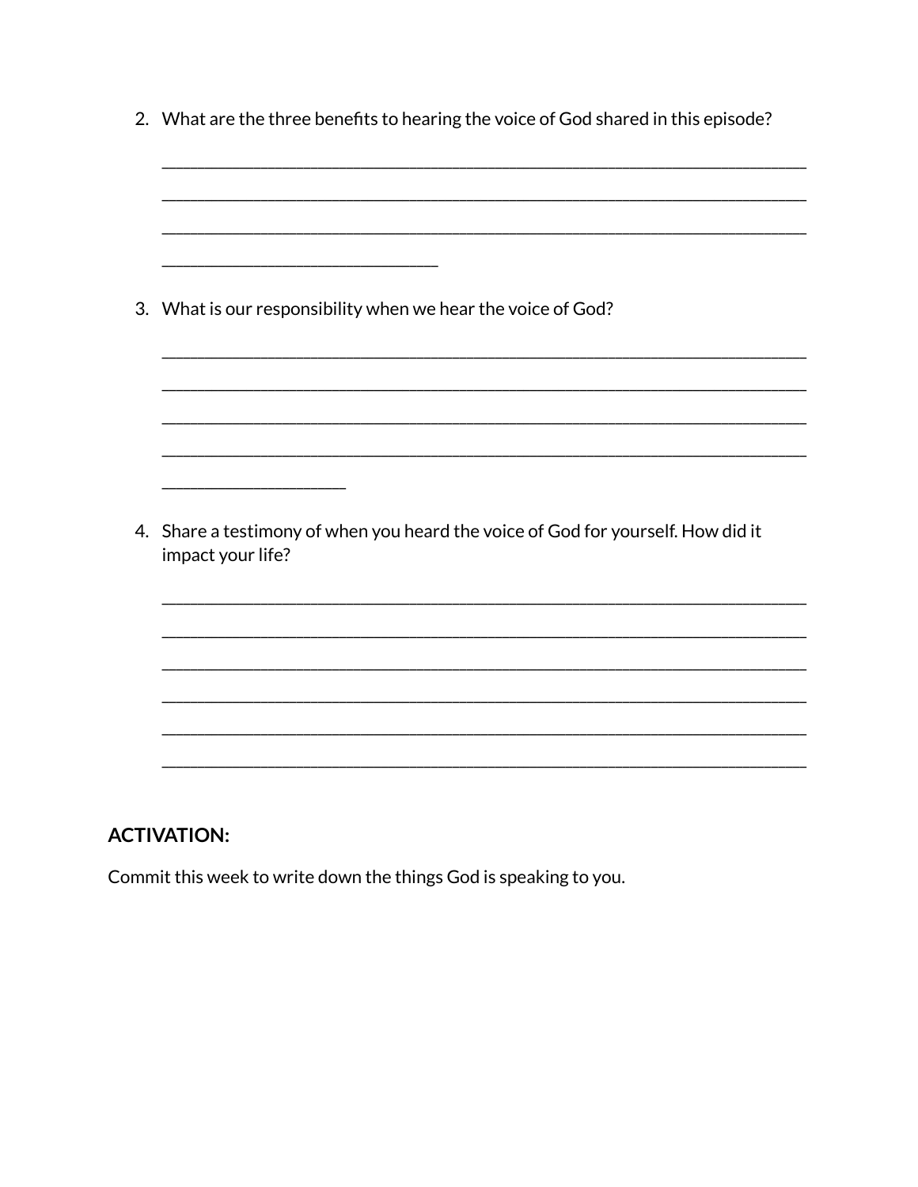2. What are the three benefits to hearing the voice of God shared in this episode?

_______________________________________________________________________________
_______________________________________________________________________________
_______________________________________________________________________________
__________________________________

3. What is our responsibility when we hear the voice of God?

_______________________________________________________________________________
_______________________________________________________________________________
_______________________________________________________________________________
_______________________________________________________________________________
______________________

4. Share a testimony of when you heard the voice of God for yourself. How did it impact your life?

_______________________________________________________________________________
_______________________________________________________________________________
_______________________________________________________________________________
_______________________________________________________________________________
_______________________________________________________________________________
_______________________________________________________________________________

**ACTIVATION:**

Commit this week to write down the things God is speaking to you.